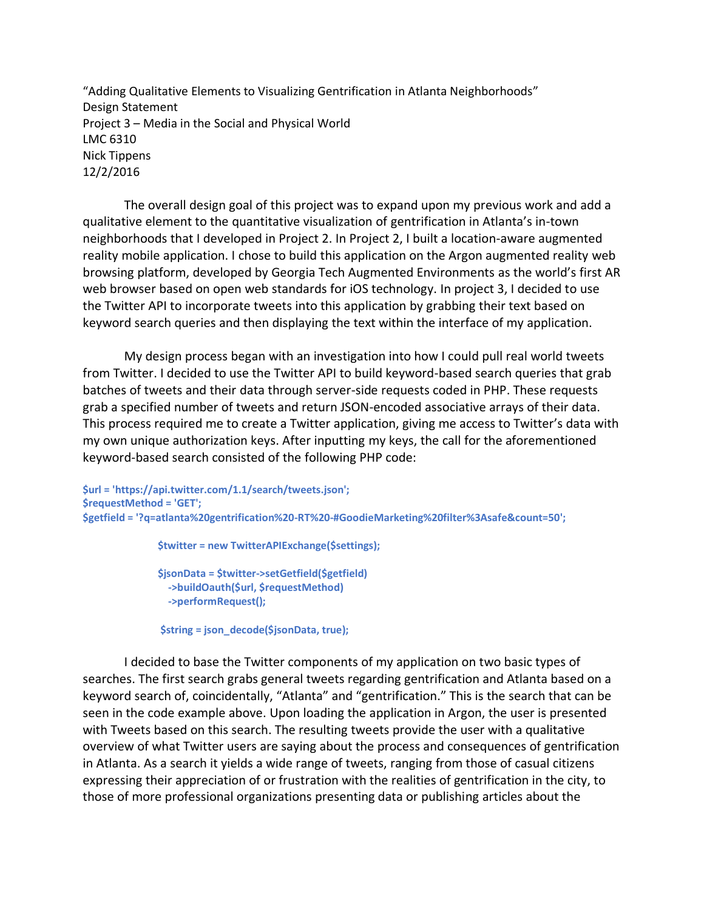"Adding Qualitative Elements to Visualizing Gentrification in Atlanta Neighborhoods"
Design Statement
Project 3 – Media in the Social and Physical World
LMC 6310
Nick Tippens
12/2/2016

The overall design goal of this project was to expand upon my previous work and add a qualitative element to the quantitative visualization of gentrification in Atlanta's in-town neighborhoods that I developed in Project 2. In Project 2, I built a location-aware augmented reality mobile application. I chose to build this application on the Argon augmented reality web browsing platform, developed by Georgia Tech Augmented Environments as the world's first AR web browser based on open web standards for iOS technology. In project 3, I decided to use the Twitter API to incorporate tweets into this application by grabbing their text based on keyword search queries and then displaying the text within the interface of my application.

My design process began with an investigation into how I could pull real world tweets from Twitter. I decided to use the Twitter API to build keyword-based search queries that grab batches of tweets and their data through server-side requests coded in PHP. These requests grab a specified number of tweets and return JSON-encoded associative arrays of their data. This process required me to create a Twitter application, giving me access to Twitter's data with my own unique authorization keys. After inputting my keys, the call for the aforementioned keyword-based search consisted of the following PHP code:

```
$url = 'https://api.twitter.com/1.1/search/tweets.json';
$requestMethod = 'GET';
$getfield = '?q=atlanta%20gentrification%20-RT%20-#GoodieMarketing%20filter%3Asafe&count=50';

                $twitter = new TwitterAPIExchange($settings);

                $jsonData = $twitter->setGetfield($getfield)
                   ->buildOauth($url, $requestMethod)
                   ->performRequest();

                 $string = json_decode($jsonData, true);
```

I decided to base the Twitter components of my application on two basic types of searches. The first search grabs general tweets regarding gentrification and Atlanta based on a keyword search of, coincidentally, "Atlanta" and "gentrification." This is the search that can be seen in the code example above. Upon loading the application in Argon, the user is presented with Tweets based on this search. The resulting tweets provide the user with a qualitative overview of what Twitter users are saying about the process and consequences of gentrification in Atlanta. As a search it yields a wide range of tweets, ranging from those of casual citizens expressing their appreciation of or frustration with the realities of gentrification in the city, to those of more professional organizations presenting data or publishing articles about the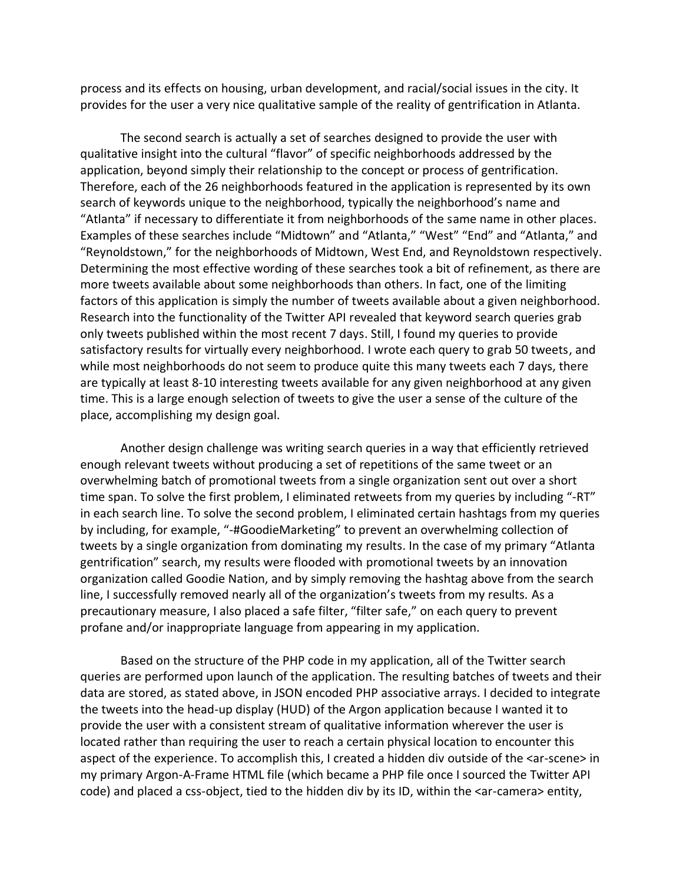process and its effects on housing, urban development, and racial/social issues in the city. It provides for the user a very nice qualitative sample of the reality of gentrification in Atlanta.

The second search is actually a set of searches designed to provide the user with qualitative insight into the cultural "flavor" of specific neighborhoods addressed by the application, beyond simply their relationship to the concept or process of gentrification. Therefore, each of the 26 neighborhoods featured in the application is represented by its own search of keywords unique to the neighborhood, typically the neighborhood's name and "Atlanta" if necessary to differentiate it from neighborhoods of the same name in other places. Examples of these searches include "Midtown" and "Atlanta," "West" "End" and "Atlanta," and "Reynoldstown," for the neighborhoods of Midtown, West End, and Reynoldstown respectively. Determining the most effective wording of these searches took a bit of refinement, as there are more tweets available about some neighborhoods than others. In fact, one of the limiting factors of this application is simply the number of tweets available about a given neighborhood. Research into the functionality of the Twitter API revealed that keyword search queries grab only tweets published within the most recent 7 days. Still, I found my queries to provide satisfactory results for virtually every neighborhood. I wrote each query to grab 50 tweets, and while most neighborhoods do not seem to produce quite this many tweets each 7 days, there are typically at least 8-10 interesting tweets available for any given neighborhood at any given time. This is a large enough selection of tweets to give the user a sense of the culture of the place, accomplishing my design goal.

Another design challenge was writing search queries in a way that efficiently retrieved enough relevant tweets without producing a set of repetitions of the same tweet or an overwhelming batch of promotional tweets from a single organization sent out over a short time span. To solve the first problem, I eliminated retweets from my queries by including "-RT" in each search line. To solve the second problem, I eliminated certain hashtags from my queries by including, for example, "-#GoodieMarketing" to prevent an overwhelming collection of tweets by a single organization from dominating my results. In the case of my primary "Atlanta gentrification" search, my results were flooded with promotional tweets by an innovation organization called Goodie Nation, and by simply removing the hashtag above from the search line, I successfully removed nearly all of the organization's tweets from my results. As a precautionary measure, I also placed a safe filter, "filter safe," on each query to prevent profane and/or inappropriate language from appearing in my application.

Based on the structure of the PHP code in my application, all of the Twitter search queries are performed upon launch of the application. The resulting batches of tweets and their data are stored, as stated above, in JSON encoded PHP associative arrays. I decided to integrate the tweets into the head-up display (HUD) of the Argon application because I wanted it to provide the user with a consistent stream of qualitative information wherever the user is located rather than requiring the user to reach a certain physical location to encounter this aspect of the experience. To accomplish this, I created a hidden div outside of the <ar-scene> in my primary Argon-A-Frame HTML file (which became a PHP file once I sourced the Twitter API code) and placed a css-object, tied to the hidden div by its ID, within the <ar-camera> entity,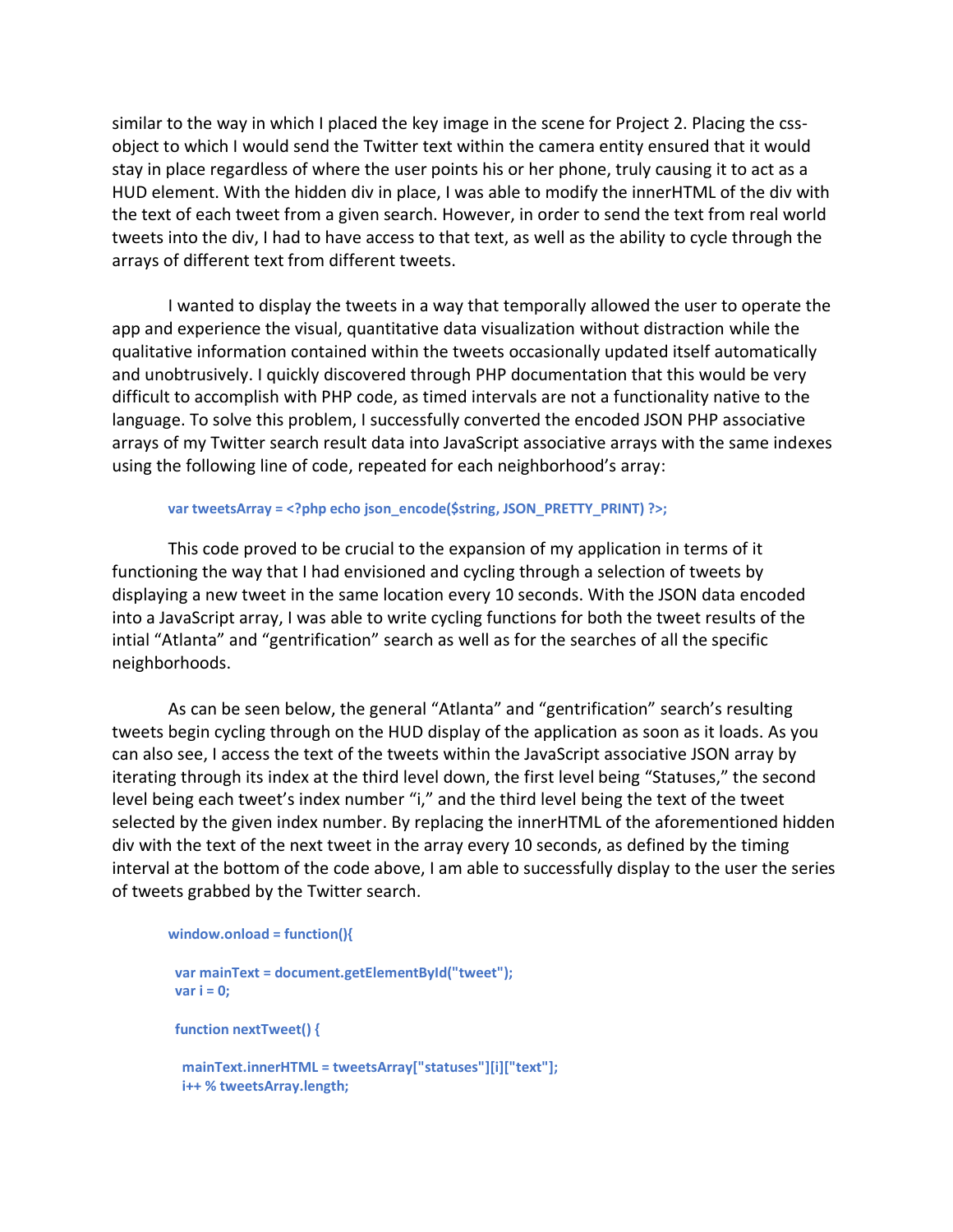similar to the way in which I placed the key image in the scene for Project 2. Placing the css-object to which I would send the Twitter text within the camera entity ensured that it would stay in place regardless of where the user points his or her phone, truly causing it to act as a HUD element. With the hidden div in place, I was able to modify the innerHTML of the div with the text of each tweet from a given search. However, in order to send the text from real world tweets into the div, I had to have access to that text, as well as the ability to cycle through the arrays of different text from different tweets.

I wanted to display the tweets in a way that temporally allowed the user to operate the app and experience the visual, quantitative data visualization without distraction while the qualitative information contained within the tweets occasionally updated itself automatically and unobtrusively. I quickly discovered through PHP documentation that this would be very difficult to accomplish with PHP code, as timed intervals are not a functionality native to the language. To solve this problem, I successfully converted the encoded JSON PHP associative arrays of my Twitter search result data into JavaScript associative arrays with the same indexes using the following line of code, repeated for each neighborhood's array:

```
var tweetsArray = <?php echo json_encode($string, JSON_PRETTY_PRINT) ?>;
```

This code proved to be crucial to the expansion of my application in terms of it functioning the way that I had envisioned and cycling through a selection of tweets by displaying a new tweet in the same location every 10 seconds. With the JSON data encoded into a JavaScript array, I was able to write cycling functions for both the tweet results of the intial "Atlanta" and "gentrification" search as well as for the searches of all the specific neighborhoods.

As can be seen below, the general "Atlanta" and "gentrification" search's resulting tweets begin cycling through on the HUD display of the application as soon as it loads. As you can also see, I access the text of the tweets within the JavaScript associative JSON array by iterating through its index at the third level down, the first level being "Statuses," the second level being each tweet's index number "i," and the third level being the text of the tweet selected by the given index number. By replacing the innerHTML of the aforementioned hidden div with the text of the next tweet in the array every 10 seconds, as defined by the timing interval at the bottom of the code above, I am able to successfully display to the user the series of tweets grabbed by the Twitter search.

```
window.onload = function(){

 var mainText = document.getElementById("tweet");
 var i = 0;

 function nextTweet() {

  mainText.innerHTML = tweetsArray["statuses"][i]["text"];
  i++ % tweetsArray.length;
```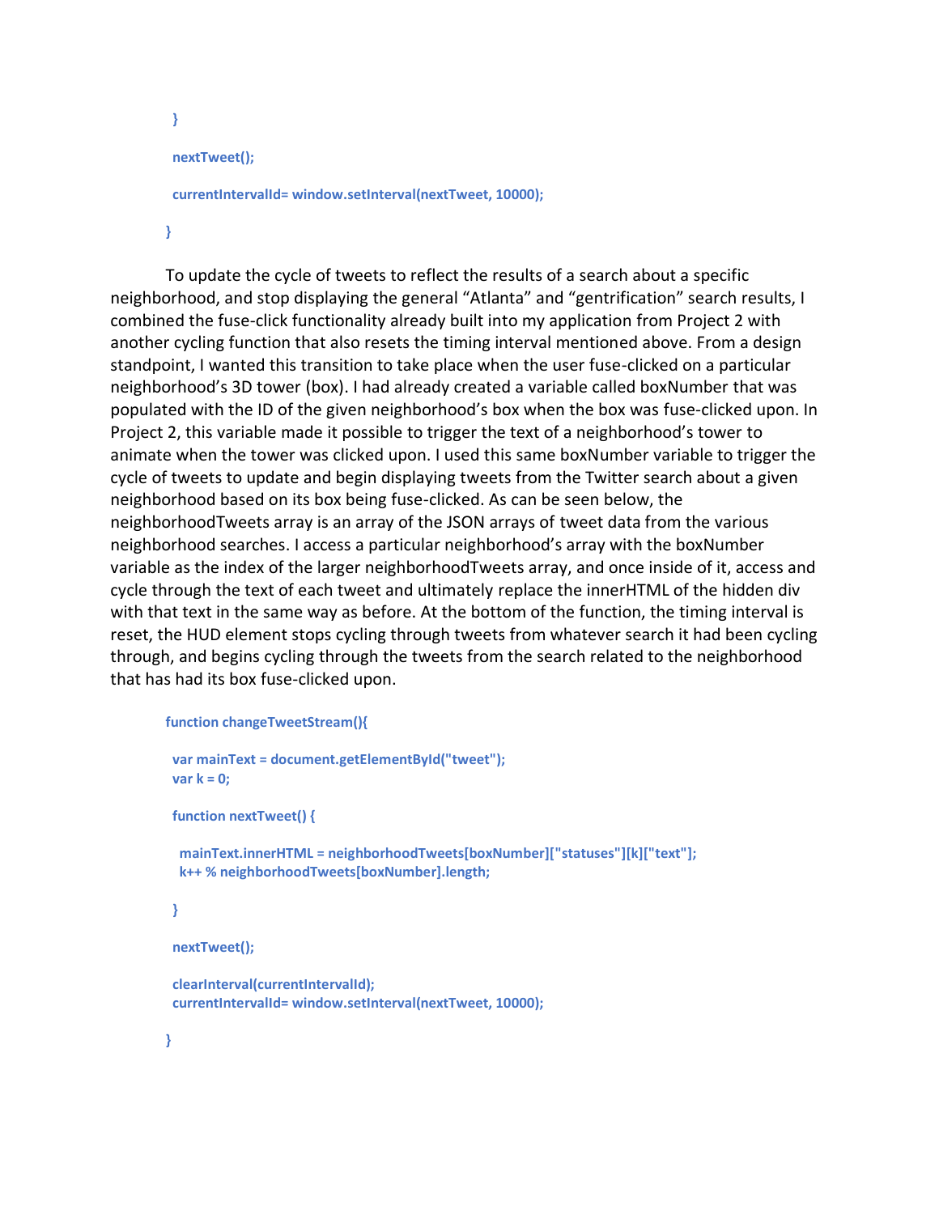```
}

nextTweet();

currentIntervalId= window.setInterval(nextTweet, 10000);

}
```

To update the cycle of tweets to reflect the results of a search about a specific neighborhood, and stop displaying the general "Atlanta" and "gentrification" search results, I combined the fuse-click functionality already built into my application from Project 2 with another cycling function that also resets the timing interval mentioned above. From a design standpoint, I wanted this transition to take place when the user fuse-clicked on a particular neighborhood's 3D tower (box). I had already created a variable called boxNumber that was populated with the ID of the given neighborhood's box when the box was fuse-clicked upon. In Project 2, this variable made it possible to trigger the text of a neighborhood's tower to animate when the tower was clicked upon. I used this same boxNumber variable to trigger the cycle of tweets to update and begin displaying tweets from the Twitter search about a given neighborhood based on its box being fuse-clicked. As can be seen below, the neighborhoodTweets array is an array of the JSON arrays of tweet data from the various neighborhood searches. I access a particular neighborhood's array with the boxNumber variable as the index of the larger neighborhoodTweets array, and once inside of it, access and cycle through the text of each tweet and ultimately replace the innerHTML of the hidden div with that text in the same way as before. At the bottom of the function, the timing interval is reset, the HUD element stops cycling through tweets from whatever search it had been cycling through, and begins cycling through the tweets from the search related to the neighborhood that has had its box fuse-clicked upon.

```
function changeTweetStream(){

  var mainText = document.getElementById("tweet");
  var k = 0;

  function nextTweet() {

    mainText.innerHTML = neighborhoodTweets[boxNumber]["statuses"][k]["text"];
    k++ % neighborhoodTweets[boxNumber].length;

  }

  nextTweet();

  clearInterval(currentIntervalId);
  currentIntervalId= window.setInterval(nextTweet, 10000);

}
```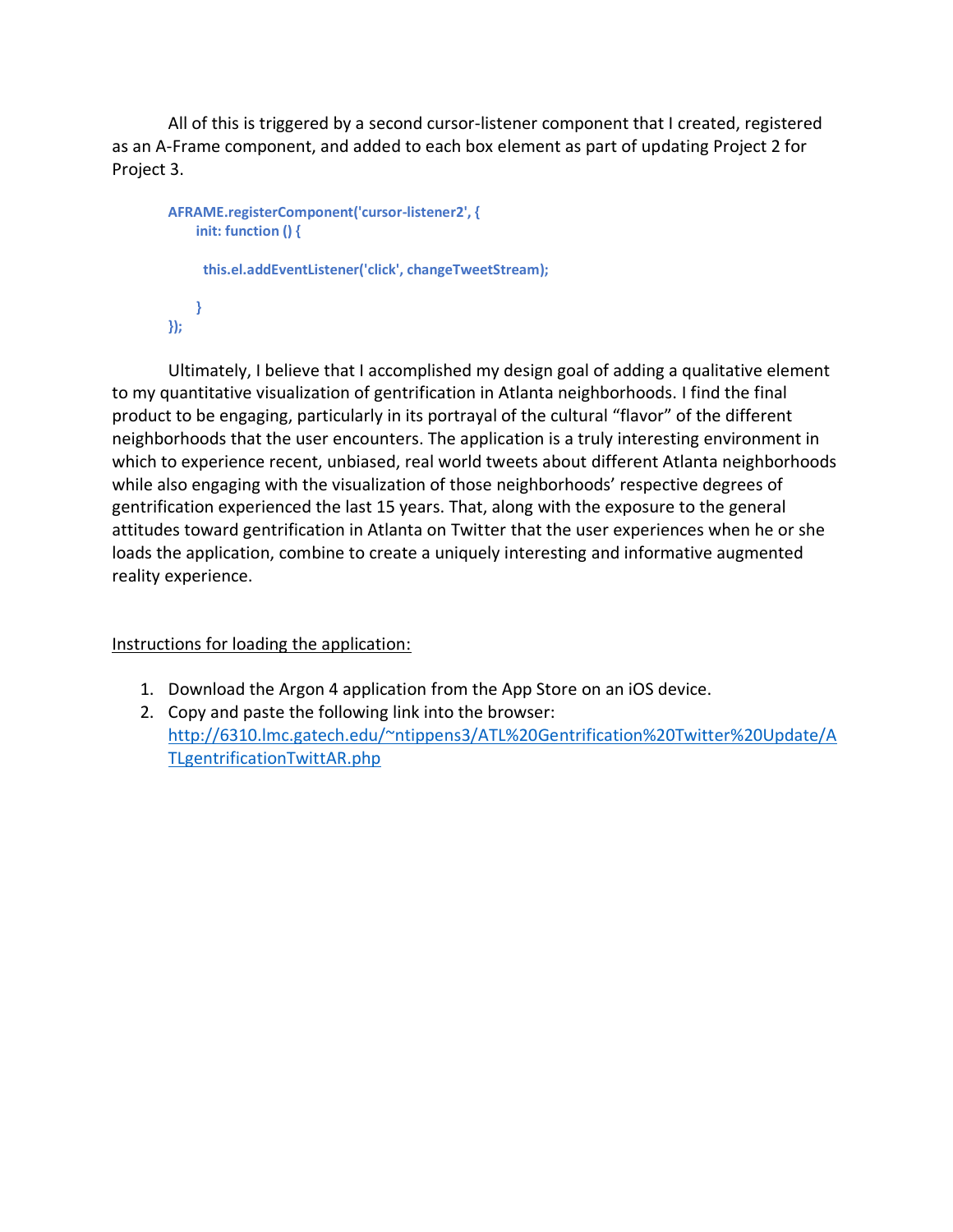All of this is triggered by a second cursor-listener component that I created, registered as an A-Frame component, and added to each box element as part of updating Project 2 for Project 3.

```
AFRAME.registerComponent('cursor-listener2', {
    init: function () {

      this.el.addEventListener('click', changeTweetStream);

    }
});
```

Ultimately, I believe that I accomplished my design goal of adding a qualitative element to my quantitative visualization of gentrification in Atlanta neighborhoods. I find the final product to be engaging, particularly in its portrayal of the cultural "flavor" of the different neighborhoods that the user encounters. The application is a truly interesting environment in which to experience recent, unbiased, real world tweets about different Atlanta neighborhoods while also engaging with the visualization of those neighborhoods' respective degrees of gentrification experienced the last 15 years. That, along with the exposure to the general attitudes toward gentrification in Atlanta on Twitter that the user experiences when he or she loads the application, combine to create a uniquely interesting and informative augmented reality experience.

Instructions for loading the application:

1. Download the Argon 4 application from the App Store on an iOS device.
2. Copy and paste the following link into the browser: http://6310.lmc.gatech.edu/~ntippens3/ATL%20Gentrification%20Twitter%20Update/ATLgentrificationTwittAR.php